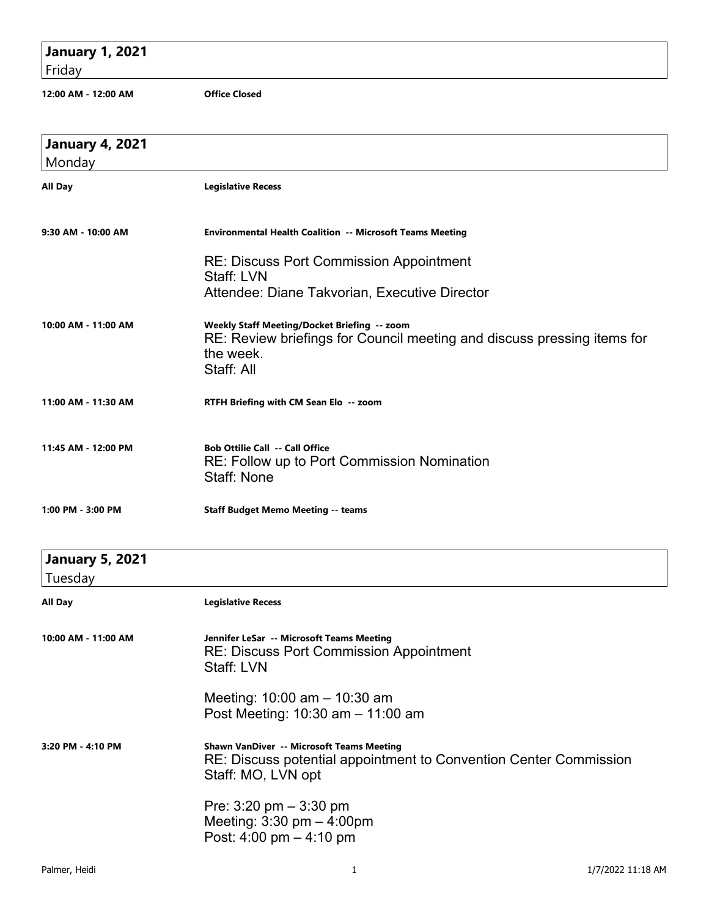## January 1, 2021
Friday

**12:00 AM - 12:00 AM** — **Office Closed**

## January 4, 2021
Monday

**All Day** — **Legislative Recess**

**9:30 AM - 10:00 AM** — **Environmental Health Coalition -- Microsoft Teams Meeting**

RE: Discuss Port Commission Appointment
Staff: LVN
Attendee: Diane Takvorian, Executive Director

**10:00 AM - 11:00 AM** — **Weekly Staff Meeting/Docket Briefing -- zoom**

RE: Review briefings for Council meeting and discuss pressing items for the week.
Staff: All

**11:00 AM - 11:30 AM** — **RTFH Briefing with CM Sean Elo -- zoom**

**11:45 AM - 12:00 PM** — **Bob Ottilie Call -- Call Office**

RE: Follow up to Port Commission Nomination
Staff: None

**1:00 PM - 3:00 PM** — **Staff Budget Memo Meeting -- teams**

## January 5, 2021
Tuesday

**All Day** — **Legislative Recess**

**10:00 AM - 11:00 AM** — **Jennifer LeSar -- Microsoft Teams Meeting**

RE: Discuss Port Commission Appointment
Staff: LVN

Meeting: 10:00 am – 10:30 am
Post Meeting: 10:30 am – 11:00 am

**3:20 PM - 4:10 PM** — **Shawn VanDiver -- Microsoft Teams Meeting**

RE: Discuss potential appointment to Convention Center Commission
Staff: MO, LVN opt

Pre: 3:20 pm – 3:30 pm
Meeting: 3:30 pm – 4:00pm
Post: 4:00 pm – 4:10 pm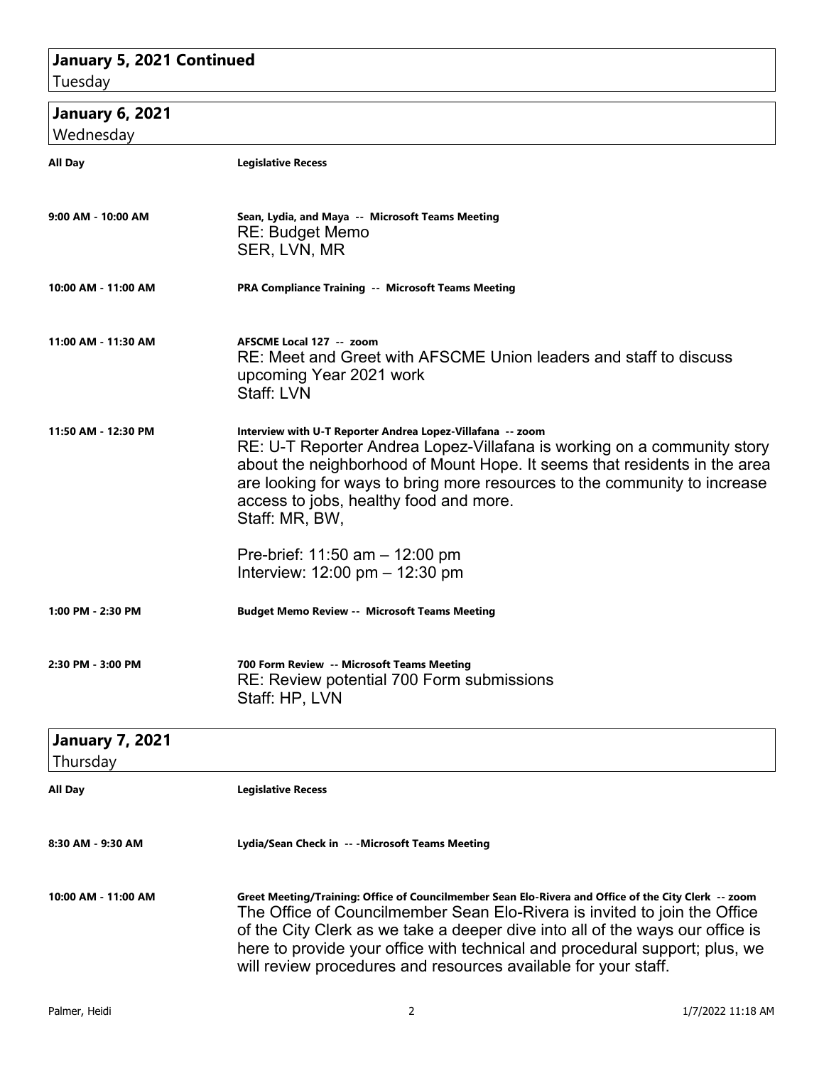## January 5, 2021 Continued

Tuesday

## January 6, 2021

Wednesday

**All Day** — **Legislative Recess**

**9:00 AM - 10:00 AM** — **Sean, Lydia, and Maya -- Microsoft Teams Meeting**
RE: Budget Memo
SER, LVN, MR

**10:00 AM - 11:00 AM** — **PRA Compliance Training -- Microsoft Teams Meeting**

**11:00 AM - 11:30 AM** — **AFSCME Local 127 -- zoom**
RE: Meet and Greet with AFSCME Union leaders and staff to discuss upcoming Year 2021 work
Staff: LVN

**11:50 AM - 12:30 PM** — **Interview with U-T Reporter Andrea Lopez-Villafana -- zoom**
RE: U-T Reporter Andrea Lopez-Villafana is working on a community story about the neighborhood of Mount Hope. It seems that residents in the area are looking for ways to bring more resources to the community to increase access to jobs, healthy food and more.
Staff: MR, BW,

Pre-brief: 11:50 am – 12:00 pm
Interview: 12:00 pm – 12:30 pm

**1:00 PM - 2:30 PM** — **Budget Memo Review -- Microsoft Teams Meeting**

**2:30 PM - 3:00 PM** — **700 Form Review -- Microsoft Teams Meeting**
RE: Review potential 700 Form submissions
Staff: HP, LVN

## January 7, 2021

Thursday

**All Day** — **Legislative Recess**

**8:30 AM - 9:30 AM** — **Lydia/Sean Check in -- -Microsoft Teams Meeting**

**10:00 AM - 11:00 AM** — **Greet Meeting/Training: Office of Councilmember Sean Elo-Rivera and Office of the City Clerk -- zoom**
The Office of Councilmember Sean Elo-Rivera is invited to join the Office of the City Clerk as we take a deeper dive into all of the ways our office is here to provide your office with technical and procedural support; plus, we will review procedures and resources available for your staff.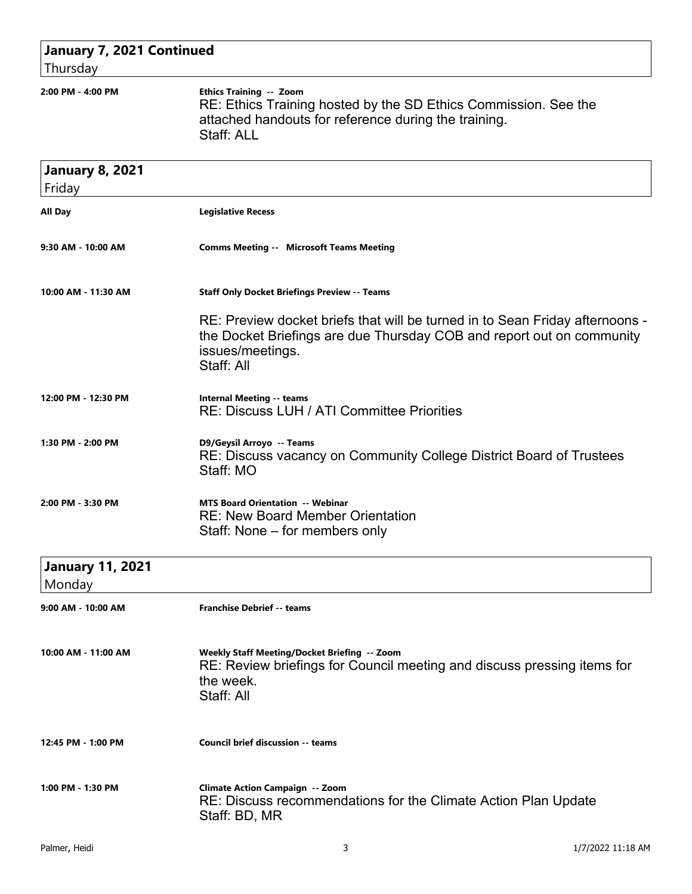## January 7, 2021 Continued
Thursday

**2:00 PM - 4:00 PM** — **Ethics Training -- Zoom**
RE: Ethics Training hosted by the SD Ethics Commission. See the attached handouts for reference during the training.
Staff: ALL

## January 8, 2021
Friday

**All Day** — **Legislative Recess**

**9:30 AM - 10:00 AM** — **Comms Meeting -- Microsoft Teams Meeting**

**10:00 AM - 11:30 AM** — **Staff Only Docket Briefings Preview -- Teams**

RE: Preview docket briefs that will be turned in to Sean Friday afternoons - the Docket Briefings are due Thursday COB and report out on community issues/meetings.
Staff: All

**12:00 PM - 12:30 PM** — **Internal Meeting -- teams**
RE: Discuss LUH / ATI Committee Priorities

**1:30 PM - 2:00 PM** — **D9/Geysil Arroyo -- Teams**
RE: Discuss vacancy on Community College District Board of Trustees
Staff: MO

**2:00 PM - 3:30 PM** — **MTS Board Orientation -- Webinar**
RE: New Board Member Orientation
Staff: None – for members only

## January 11, 2021
Monday

**9:00 AM - 10:00 AM** — **Franchise Debrief -- teams**

**10:00 AM - 11:00 AM** — **Weekly Staff Meeting/Docket Briefing -- Zoom**
RE: Review briefings for Council meeting and discuss pressing items for the week.
Staff: All

**12:45 PM - 1:00 PM** — **Council brief discussion -- teams**

**1:00 PM - 1:30 PM** — **Climate Action Campaign -- Zoom**
RE: Discuss recommendations for the Climate Action Plan Update
Staff: BD, MR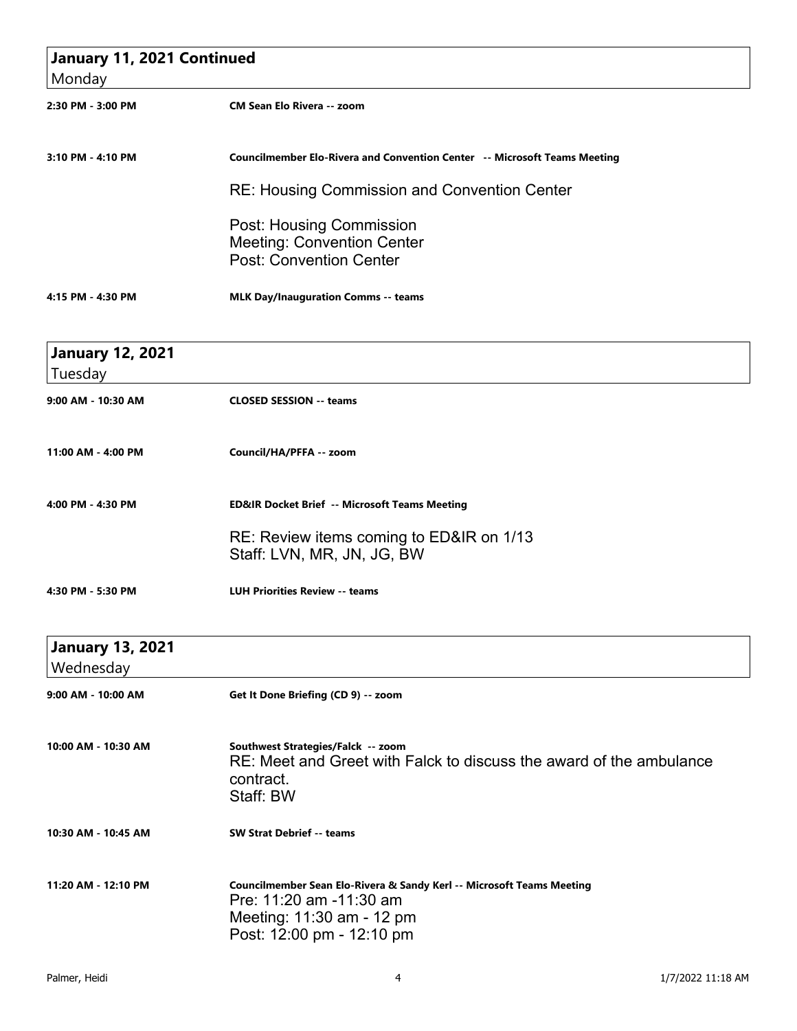## January 11, 2021 Continued
Monday

**2:30 PM - 3:00 PM** — **CM Sean Elo Rivera -- zoom**

**3:10 PM - 4:10 PM** — **Councilmember Elo-Rivera and Convention Center -- Microsoft Teams Meeting**

RE: Housing Commission and Convention Center

Post: Housing Commission
Meeting: Convention Center
Post: Convention Center

**4:15 PM - 4:30 PM** — **MLK Day/Inauguration Comms -- teams**

## January 12, 2021
Tuesday

**9:00 AM - 10:30 AM** — **CLOSED SESSION -- teams**

**11:00 AM - 4:00 PM** — **Council/HA/PFFA -- zoom**

**4:00 PM - 4:30 PM** — **ED&IR Docket Brief -- Microsoft Teams Meeting**

RE: Review items coming to ED&IR on 1/13
Staff: LVN, MR, JN, JG, BW

**4:30 PM - 5:30 PM** — **LUH Priorities Review -- teams**

## January 13, 2021
Wednesday

**9:00 AM - 10:00 AM** — **Get It Done Briefing (CD 9) -- zoom**

**10:00 AM - 10:30 AM** — **Southwest Strategies/Falck -- zoom**

RE: Meet and Greet with Falck to discuss the award of the ambulance contract.
Staff: BW

**10:30 AM - 10:45 AM** — **SW Strat Debrief -- teams**

**11:20 AM - 12:10 PM** — **Councilmember Sean Elo-Rivera & Sandy Kerl -- Microsoft Teams Meeting**

Pre: 11:20 am -11:30 am
Meeting: 11:30 am - 12 pm
Post: 12:00 pm - 12:10 pm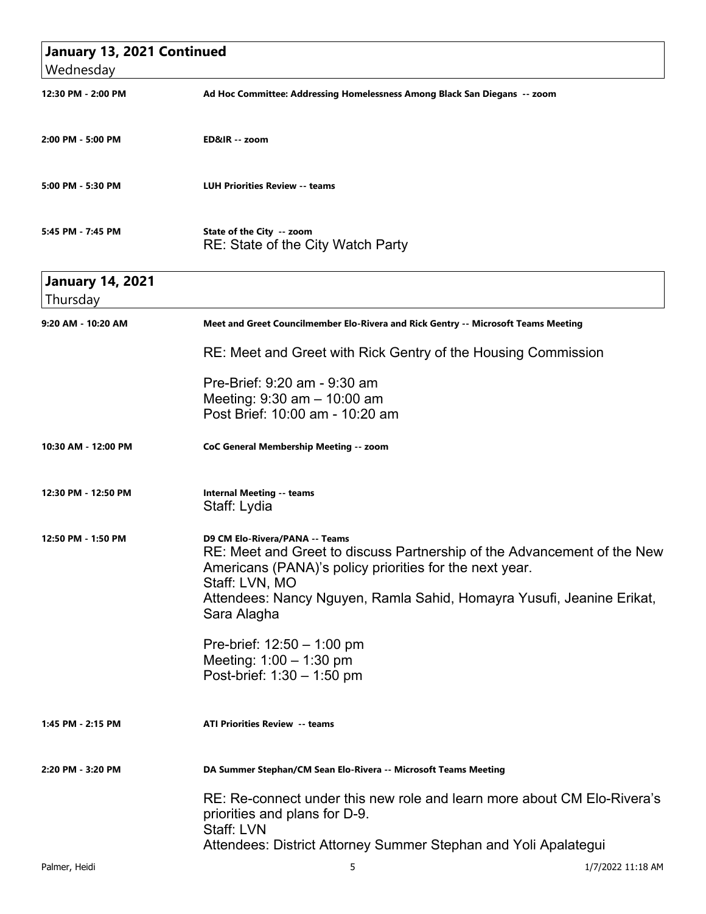## January 13, 2021 Continued
Wednesday

**12:30 PM - 2:00 PM** — **Ad Hoc Committee: Addressing Homelessness Among Black San Diegans -- zoom**

**2:00 PM - 5:00 PM** — **ED&IR -- zoom**

**5:00 PM - 5:30 PM** — **LUH Priorities Review -- teams**

**5:45 PM - 7:45 PM** — **State of the City -- zoom**
RE: State of the City Watch Party

## January 14, 2021
Thursday

**9:20 AM - 10:20 AM** — **Meet and Greet Councilmember Elo-Rivera and Rick Gentry -- Microsoft Teams Meeting**

RE: Meet and Greet with Rick Gentry of the Housing Commission

Pre-Brief: 9:20 am - 9:30 am
Meeting: 9:30 am – 10:00 am
Post Brief: 10:00 am - 10:20 am

**10:30 AM - 12:00 PM** — **CoC General Membership Meeting -- zoom**

**12:30 PM - 12:50 PM** — **Internal Meeting -- teams**
Staff: Lydia

**12:50 PM - 1:50 PM** — **D9 CM Elo-Rivera/PANA -- Teams**
RE: Meet and Greet to discuss Partnership of the Advancement of the New Americans (PANA)'s policy priorities for the next year.
Staff: LVN, MO
Attendees: Nancy Nguyen, Ramla Sahid, Homayra Yusufi, Jeanine Erikat, Sara Alagha

Pre-brief: 12:50 – 1:00 pm
Meeting: 1:00 – 1:30 pm
Post-brief: 1:30 – 1:50 pm

**1:45 PM - 2:15 PM** — **ATI Priorities Review -- teams**

**2:20 PM - 3:20 PM** — **DA Summer Stephan/CM Sean Elo-Rivera -- Microsoft Teams Meeting**

RE: Re-connect under this new role and learn more about CM Elo-Rivera's priorities and plans for D-9.
Staff: LVN
Attendees: District Attorney Summer Stephan and Yoli Apalategui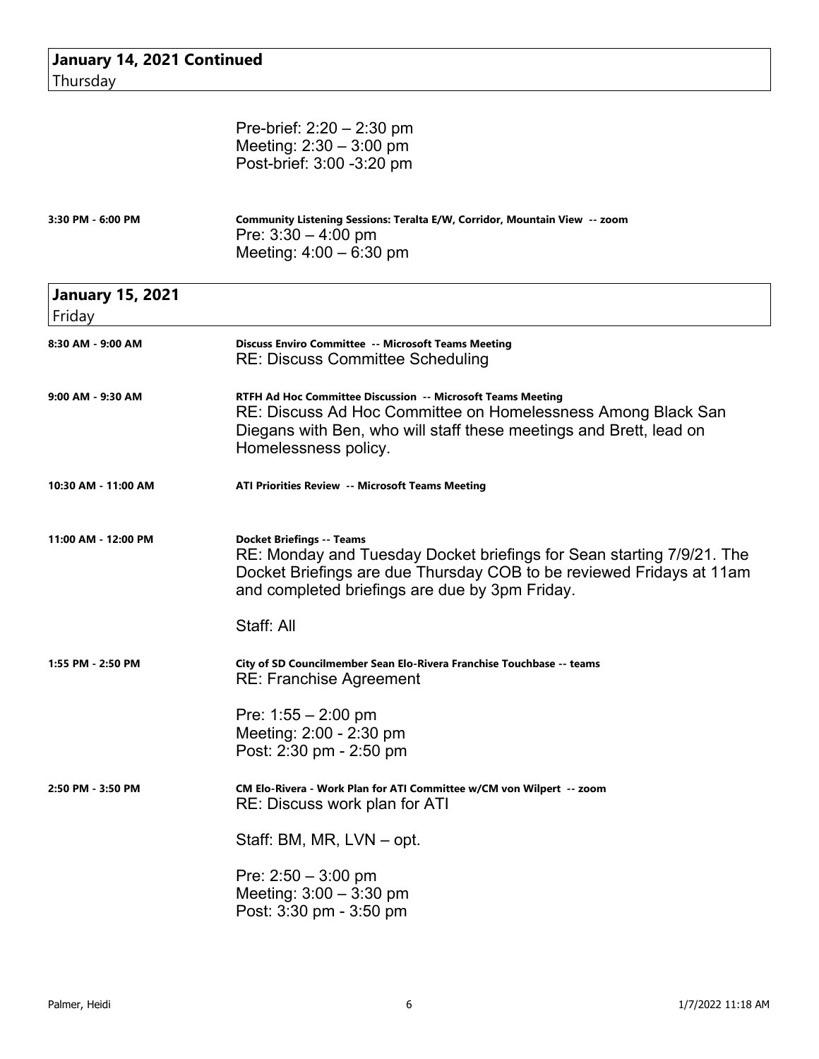## January 14, 2021 Continued
Thursday

| | |
|---|---|
| | Pre-brief: 2:20 – 2:30 pm<br>Meeting: 2:30 – 3:00 pm<br>Post-brief: 3:00 -3:20 pm |
| **3:30 PM - 6:00 PM** | **Community Listening Sessions: Teralta E/W, Corridor, Mountain View -- zoom**<br>Pre: 3:30 – 4:00 pm<br>Meeting: 4:00 – 6:30 pm |

## January 15, 2021
Friday

| | |
|---|---|
| **8:30 AM - 9:00 AM** | **Discuss Enviro Committee -- Microsoft Teams Meeting**<br>RE: Discuss Committee Scheduling |
| **9:00 AM - 9:30 AM** | **RTFH Ad Hoc Committee Discussion -- Microsoft Teams Meeting**<br>RE: Discuss Ad Hoc Committee on Homelessness Among Black San Diegans with Ben, who will staff these meetings and Brett, lead on Homelessness policy. |
| **10:30 AM - 11:00 AM** | **ATI Priorities Review -- Microsoft Teams Meeting** |
| **11:00 AM - 12:00 PM** | **Docket Briefings -- Teams**<br>RE: Monday and Tuesday Docket briefings for Sean starting 7/9/21. The Docket Briefings are due Thursday COB to be reviewed Fridays at 11am and completed briefings are due by 3pm Friday.<br><br>Staff: All |
| **1:55 PM - 2:50 PM** | **City of SD Councilmember Sean Elo-Rivera Franchise Touchbase -- teams**<br>RE: Franchise Agreement<br><br>Pre: 1:55 – 2:00 pm<br>Meeting: 2:00 - 2:30 pm<br>Post: 2:30 pm - 2:50 pm |
| **2:50 PM - 3:50 PM** | **CM Elo-Rivera - Work Plan for ATI Committee w/CM von Wilpert -- zoom**<br>RE: Discuss work plan for ATI<br><br>Staff: BM, MR, LVN – opt.<br><br>Pre: 2:50 – 3:00 pm<br>Meeting: 3:00 – 3:30 pm<br>Post: 3:30 pm - 3:50 pm |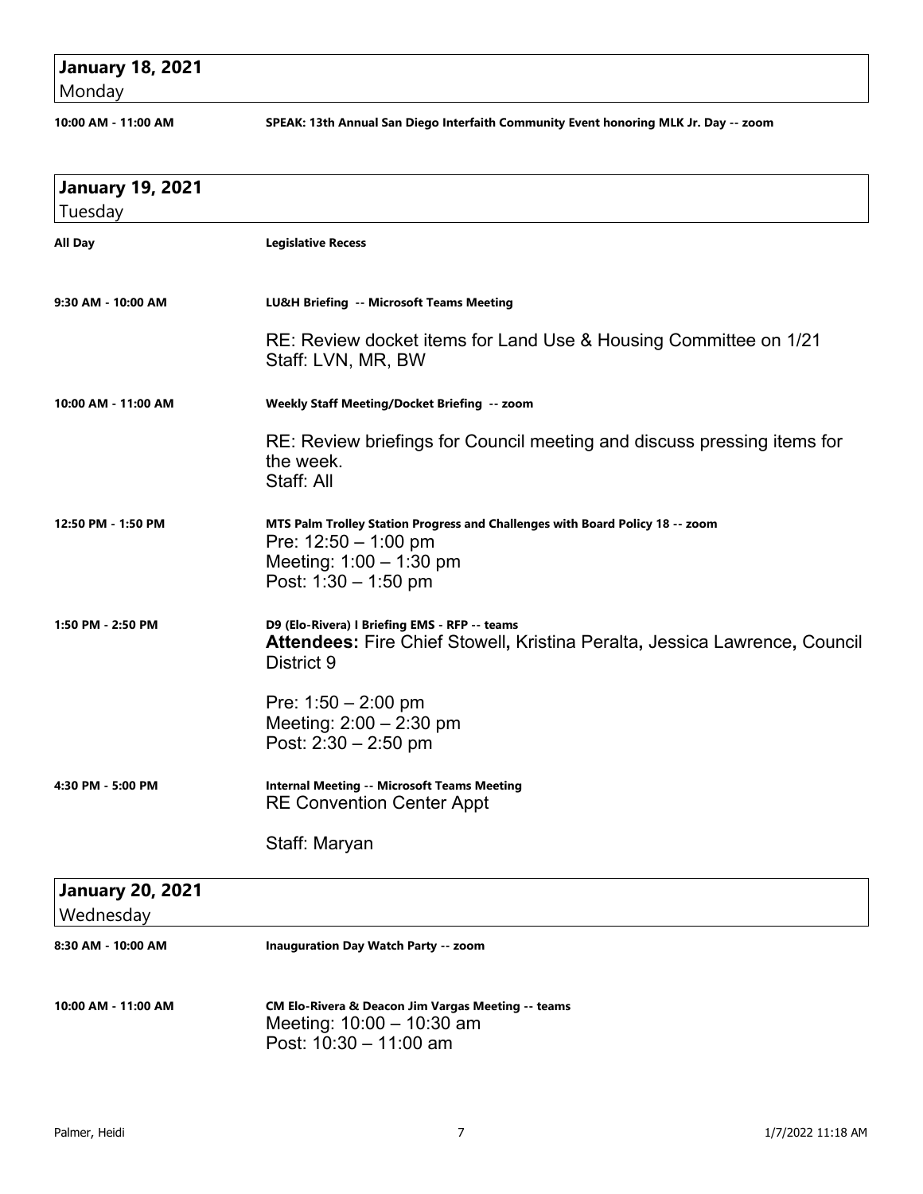## January 18, 2021
Monday

**10:00 AM - 11:00 AM** — **SPEAK: 13th Annual San Diego Interfaith Community Event honoring MLK Jr. Day -- zoom**

## January 19, 2021
Tuesday

**All Day** — **Legislative Recess**

**9:30 AM - 10:00 AM** — **LU&H Briefing -- Microsoft Teams Meeting**

RE: Review docket items for Land Use & Housing Committee on 1/21
Staff: LVN, MR, BW

**10:00 AM - 11:00 AM** — **Weekly Staff Meeting/Docket Briefing -- zoom**

RE: Review briefings for Council meeting and discuss pressing items for the week.
Staff: All

**12:50 PM - 1:50 PM** — **MTS Palm Trolley Station Progress and Challenges with Board Policy 18 -- zoom**

Pre: 12:50 – 1:00 pm
Meeting: 1:00 – 1:30 pm
Post: 1:30 – 1:50 pm

**1:50 PM - 2:50 PM** — **D9 (Elo-Rivera) I Briefing EMS - RFP -- teams**

**Attendees:** Fire Chief Stowell**,** Kristina Peralta**,** Jessica Lawrence**,** Council District 9

Pre: 1:50 – 2:00 pm
Meeting: 2:00 – 2:30 pm
Post: 2:30 – 2:50 pm

**4:30 PM - 5:00 PM** — **Internal Meeting -- Microsoft Teams Meeting**

RE Convention Center Appt

Staff: Maryan

## January 20, 2021
Wednesday

**8:30 AM - 10:00 AM** — **Inauguration Day Watch Party -- zoom**

**10:00 AM - 11:00 AM** — **CM Elo-Rivera & Deacon Jim Vargas Meeting -- teams**

Meeting: 10:00 – 10:30 am
Post: 10:30 – 11:00 am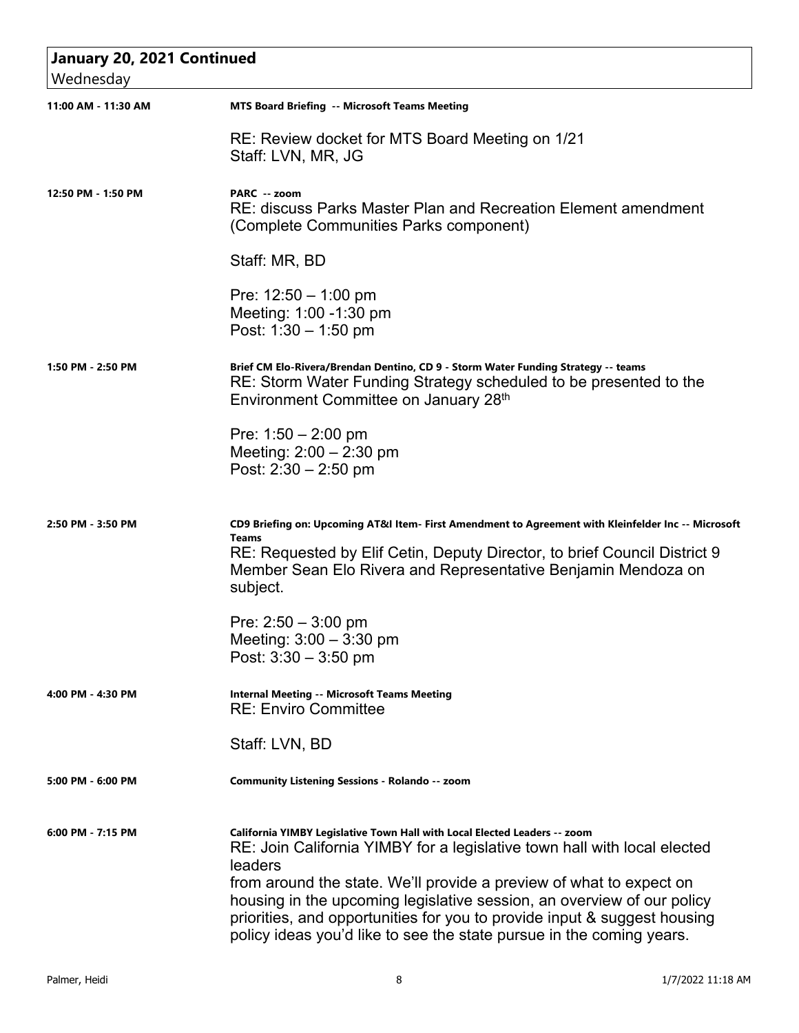## January 20, 2021 Continued

Wednesday

| Time | Details |
|---|---|
| 11:00 AM - 11:30 AM | **MTS Board Briefing -- Microsoft Teams Meeting**<br><br>RE: Review docket for MTS Board Meeting on 1/21<br>Staff: LVN, MR, JG |
| 12:50 PM - 1:50 PM | **PARC -- zoom**<br>RE: discuss Parks Master Plan and Recreation Element amendment (Complete Communities Parks component)<br><br>Staff: MR, BD<br><br>Pre: 12:50 – 1:00 pm<br>Meeting: 1:00 -1:30 pm<br>Post: 1:30 – 1:50 pm |
| 1:50 PM - 2:50 PM | **Brief CM Elo-Rivera/Brendan Dentino, CD 9 - Storm Water Funding Strategy -- teams**<br>RE: Storm Water Funding Strategy scheduled to be presented to the Environment Committee on January 28th<br><br>Pre: 1:50 – 2:00 pm<br>Meeting: 2:00 – 2:30 pm<br>Post: 2:30 – 2:50 pm |
| 2:50 PM - 3:50 PM | **CD9 Briefing on: Upcoming AT&I Item- First Amendment to Agreement with Kleinfelder Inc -- Microsoft Teams**<br>RE: Requested by Elif Cetin, Deputy Director, to brief Council District 9 Member Sean Elo Rivera and Representative Benjamin Mendoza on subject.<br><br>Pre: 2:50 – 3:00 pm<br>Meeting: 3:00 – 3:30 pm<br>Post: 3:30 – 3:50 pm |
| 4:00 PM - 4:30 PM | **Internal Meeting -- Microsoft Teams Meeting**<br>RE: Enviro Committee<br><br>Staff: LVN, BD |
| 5:00 PM - 6:00 PM | **Community Listening Sessions - Rolando -- zoom** |
| 6:00 PM - 7:15 PM | **California YIMBY Legislative Town Hall with Local Elected Leaders -- zoom**<br>RE: Join California YIMBY for a legislative town hall with local elected leaders<br>from around the state. We'll provide a preview of what to expect on housing in the upcoming legislative session, an overview of our policy priorities, and opportunities for you to provide input & suggest housing policy ideas you'd like to see the state pursue in the coming years. |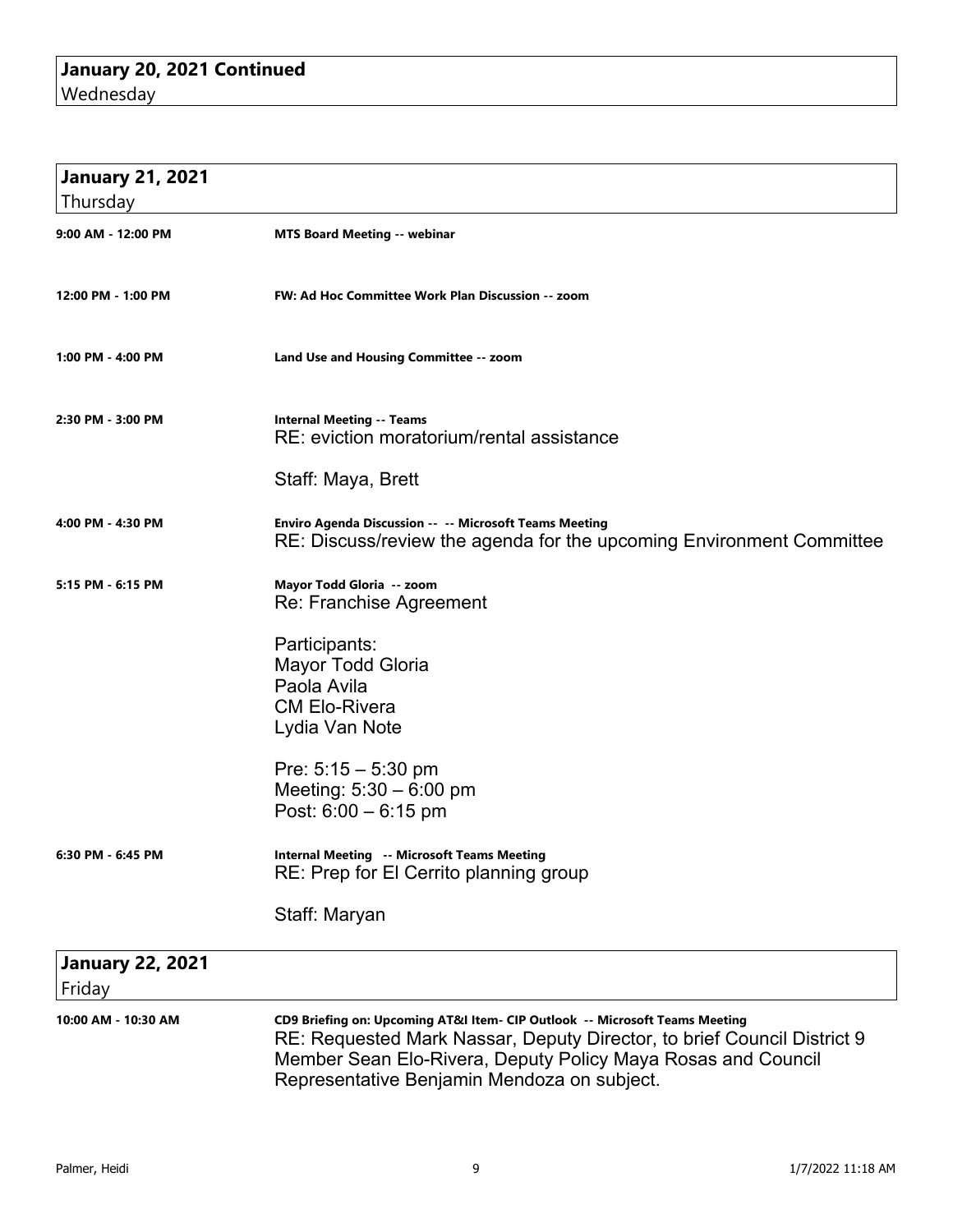## January 20, 2021 Continued
Wednesday

## January 21, 2021
Thursday

**9:00 AM - 12:00 PM** — **MTS Board Meeting -- webinar**

**12:00 PM - 1:00 PM** — **FW: Ad Hoc Committee Work Plan Discussion -- zoom**

**1:00 PM - 4:00 PM** — **Land Use and Housing Committee -- zoom**

**2:30 PM - 3:00 PM** — **Internal Meeting -- Teams**

RE: eviction moratorium/rental assistance

Staff: Maya, Brett

**4:00 PM - 4:30 PM** — **Enviro Agenda Discussion -- -- Microsoft Teams Meeting**

RE: Discuss/review the agenda for the upcoming Environment Committee

**5:15 PM - 6:15 PM** — **Mayor Todd Gloria -- zoom**

Re: Franchise Agreement

Participants:
Mayor Todd Gloria
Paola Avila
CM Elo-Rivera
Lydia Van Note

Pre: 5:15 – 5:30 pm
Meeting: 5:30 – 6:00 pm
Post: 6:00 – 6:15 pm

**6:30 PM - 6:45 PM** — **Internal Meeting -- Microsoft Teams Meeting**

RE: Prep for El Cerrito planning group

Staff: Maryan

## January 22, 2021
Friday

**10:00 AM - 10:30 AM** — **CD9 Briefing on: Upcoming AT&I Item- CIP Outlook -- Microsoft Teams Meeting**

RE: Requested Mark Nassar, Deputy Director, to brief Council District 9 Member Sean Elo-Rivera, Deputy Policy Maya Rosas and Council Representative Benjamin Mendoza on subject.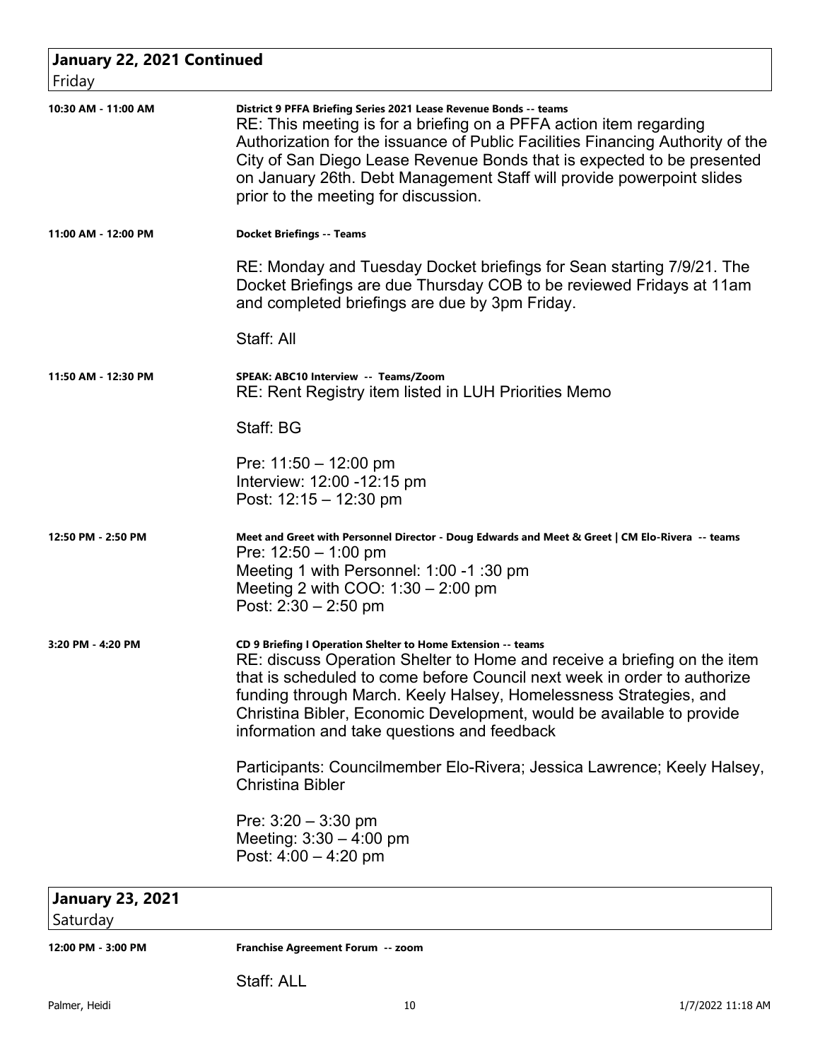## January 22, 2021 Continued

Friday

**10:30 AM - 11:00 AM**

**District 9 PFFA Briefing Series 2021 Lease Revenue Bonds -- teams**

RE: This meeting is for a briefing on a PFFA action item regarding Authorization for the issuance of Public Facilities Financing Authority of the City of San Diego Lease Revenue Bonds that is expected to be presented on January 26th. Debt Management Staff will provide powerpoint slides prior to the meeting for discussion.

**11:00 AM - 12:00 PM**

**Docket Briefings -- Teams**

RE: Monday and Tuesday Docket briefings for Sean starting 7/9/21. The Docket Briefings are due Thursday COB to be reviewed Fridays at 11am and completed briefings are due by 3pm Friday.

Staff: All

**11:50 AM - 12:30 PM**

**SPEAK: ABC10 Interview -- Teams/Zoom**

RE: Rent Registry item listed in LUH Priorities Memo

Staff: BG

Pre: 11:50 – 12:00 pm
Interview: 12:00 -12:15 pm
Post: 12:15 – 12:30 pm

**12:50 PM - 2:50 PM**

**Meet and Greet with Personnel Director - Doug Edwards and Meet & Greet | CM Elo-Rivera -- teams**

Pre: 12:50 – 1:00 pm
Meeting 1 with Personnel: 1:00 -1 :30 pm
Meeting 2 with COO: 1:30 – 2:00 pm
Post: 2:30 – 2:50 pm

**3:20 PM - 4:20 PM**

**CD 9 Briefing I Operation Shelter to Home Extension -- teams**

RE: discuss Operation Shelter to Home and receive a briefing on the item that is scheduled to come before Council next week in order to authorize funding through March. Keely Halsey, Homelessness Strategies, and Christina Bibler, Economic Development, would be available to provide information and take questions and feedback

Participants: Councilmember Elo-Rivera; Jessica Lawrence; Keely Halsey, Christina Bibler

Pre: 3:20 – 3:30 pm
Meeting: 3:30 – 4:00 pm
Post: 4:00 – 4:20 pm

## January 23, 2021

Saturday

**12:00 PM - 3:00 PM**

**Franchise Agreement Forum -- zoom**

Staff: ALL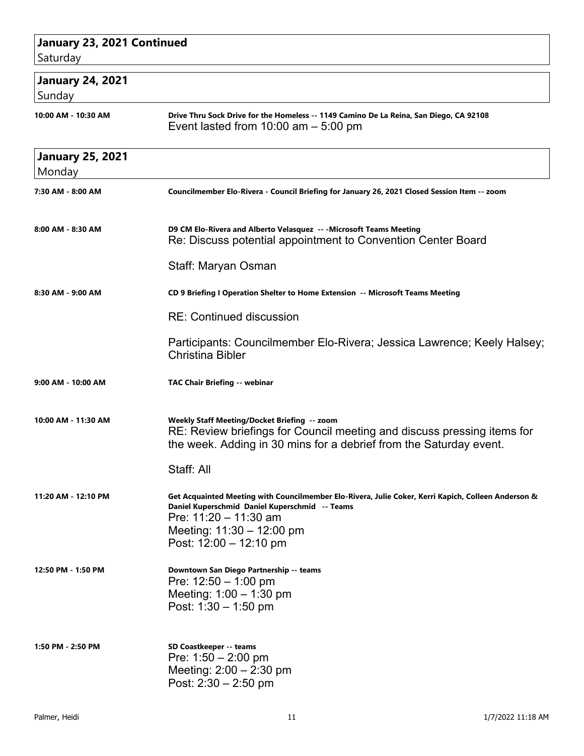## January 23, 2021 Continued
Saturday

## January 24, 2021
Sunday

**10:00 AM - 10:30 AM** — **Drive Thru Sock Drive for the Homeless -- 1149 Camino De La Reina, San Diego, CA 92108**

Event lasted from 10:00 am – 5:00 pm

## January 25, 2021
Monday

**7:30 AM - 8:00 AM** — **Councilmember Elo-Rivera - Council Briefing for January 26, 2021 Closed Session Item -- zoom**

**8:00 AM - 8:30 AM** — **D9 CM Elo-Rivera and Alberto Velasquez -- -Microsoft Teams Meeting**

Re: Discuss potential appointment to Convention Center Board

Staff: Maryan Osman

**8:30 AM - 9:00 AM** — **CD 9 Briefing I Operation Shelter to Home Extension -- Microsoft Teams Meeting**

RE: Continued discussion

Participants: Councilmember Elo-Rivera; Jessica Lawrence; Keely Halsey; Christina Bibler

**9:00 AM - 10:00 AM** — **TAC Chair Briefing -- webinar**

**10:00 AM - 11:30 AM** — **Weekly Staff Meeting/Docket Briefing -- zoom**

RE: Review briefings for Council meeting and discuss pressing items for the week. Adding in 30 mins for a debrief from the Saturday event.

Staff: All

**11:20 AM - 12:10 PM** — **Get Acquainted Meeting with Councilmember Elo-Rivera, Julie Coker, Kerri Kapich, Colleen Anderson & Daniel Kuperschmid Daniel Kuperschmid -- Teams**

Pre: 11:20 – 11:30 am
Meeting: 11:30 – 12:00 pm
Post: 12:00 – 12:10 pm

**12:50 PM - 1:50 PM** — **Downtown San Diego Partnership -- teams**

Pre: 12:50 – 1:00 pm
Meeting: 1:00 – 1:30 pm
Post: 1:30 – 1:50 pm

**1:50 PM - 2:50 PM** — **SD Coastkeeper -- teams**

Pre: 1:50 – 2:00 pm
Meeting: 2:00 – 2:30 pm
Post: 2:30 – 2:50 pm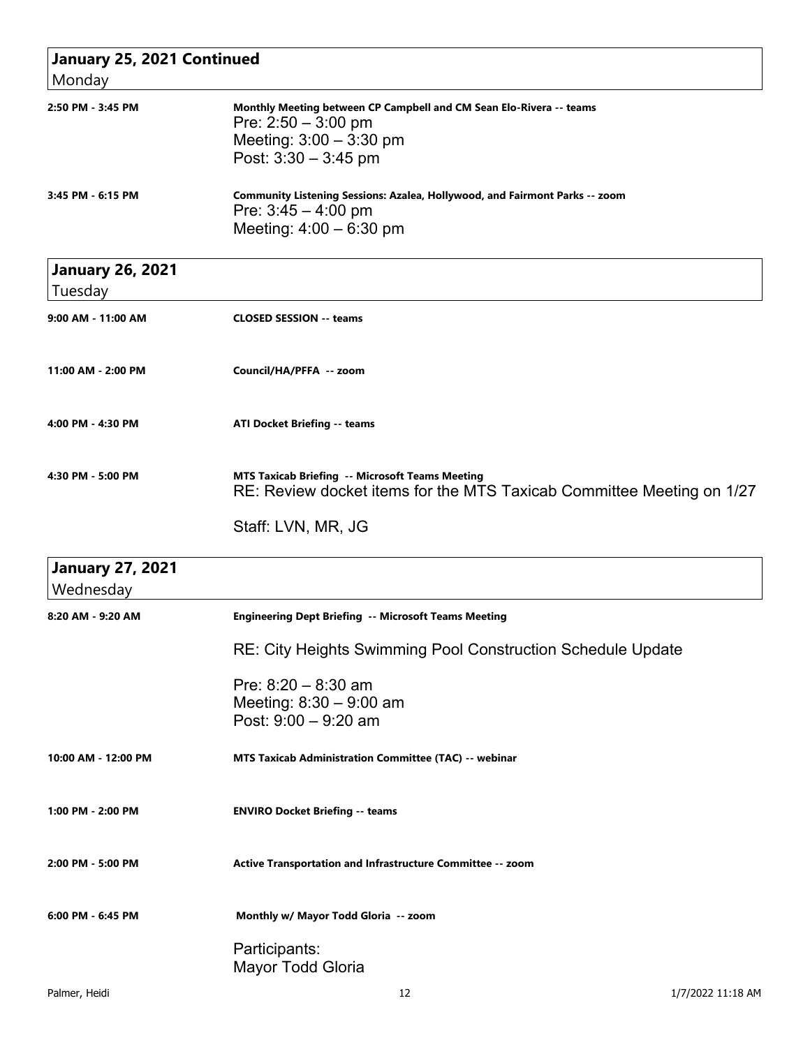## January 25, 2021 Continued
Monday

**2:50 PM - 3:45 PM** — **Monthly Meeting between CP Campbell and CM Sean Elo-Rivera -- teams**

Pre: 2:50 – 3:00 pm
Meeting: 3:00 – 3:30 pm
Post: 3:30 – 3:45 pm

**3:45 PM - 6:15 PM** — **Community Listening Sessions: Azalea, Hollywood, and Fairmont Parks -- zoom**

Pre: 3:45 – 4:00 pm
Meeting: 4:00 – 6:30 pm

## January 26, 2021
Tuesday

**9:00 AM - 11:00 AM** — **CLOSED SESSION -- teams**

**11:00 AM - 2:00 PM** — **Council/HA/PFFA -- zoom**

**4:00 PM - 4:30 PM** — **ATI Docket Briefing -- teams**

**4:30 PM - 5:00 PM** — **MTS Taxicab Briefing -- Microsoft Teams Meeting**

RE: Review docket items for the MTS Taxicab Committee Meeting on 1/27

Staff: LVN, MR, JG

## January 27, 2021
Wednesday

**8:20 AM - 9:20 AM** — **Engineering Dept Briefing -- Microsoft Teams Meeting**

RE: City Heights Swimming Pool Construction Schedule Update

Pre: 8:20 – 8:30 am
Meeting: 8:30 – 9:00 am
Post: 9:00 – 9:20 am

**10:00 AM - 12:00 PM** — **MTS Taxicab Administration Committee (TAC) -- webinar**

**1:00 PM - 2:00 PM** — **ENVIRO Docket Briefing -- teams**

**2:00 PM - 5:00 PM** — **Active Transportation and Infrastructure Committee -- zoom**

**6:00 PM - 6:45 PM** — **Monthly w/ Mayor Todd Gloria -- zoom**

Participants:
Mayor Todd Gloria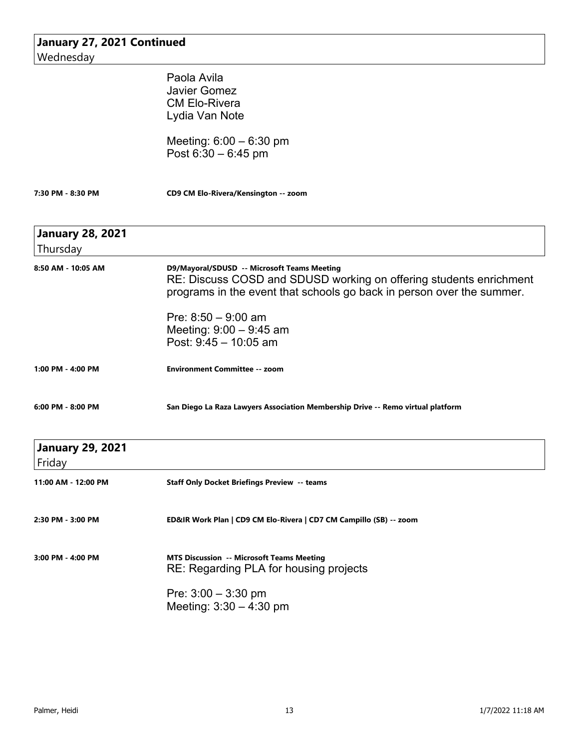## January 27, 2021 Continued
Wednesday

Paola Avila
Javier Gomez
CM Elo-Rivera
Lydia Van Note

Meeting: 6:00 – 6:30 pm
Post 6:30 – 6:45 pm

**7:30 PM - 8:30 PM** **CD9 CM Elo-Rivera/Kensington -- zoom**

## January 28, 2021
Thursday

**8:50 AM - 10:05 AM** **D9/Mayoral/SDUSD -- Microsoft Teams Meeting**
RE: Discuss COSD and SDUSD working on offering students enrichment programs in the event that schools go back in person over the summer.

Pre: 8:50 – 9:00 am
Meeting: 9:00 – 9:45 am
Post: 9:45 – 10:05 am

**1:00 PM - 4:00 PM** **Environment Committee -- zoom**

**6:00 PM - 8:00 PM** **San Diego La Raza Lawyers Association Membership Drive -- Remo virtual platform**

## January 29, 2021
Friday

**11:00 AM - 12:00 PM** **Staff Only Docket Briefings Preview -- teams**

**2:30 PM - 3:00 PM** **ED&IR Work Plan | CD9 CM Elo-Rivera | CD7 CM Campillo (SB) -- zoom**

**3:00 PM - 4:00 PM** **MTS Discussion -- Microsoft Teams Meeting**
RE: Regarding PLA for housing projects

Pre: 3:00 – 3:30 pm
Meeting: 3:30 – 4:30 pm